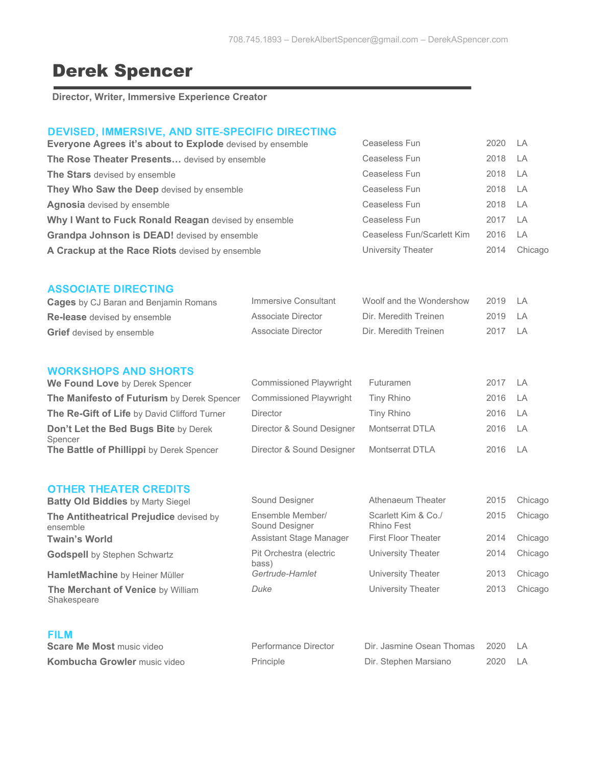708.745.1893 – DerekAlbertSpencer@gmail.com – DerekASpencer.com

# Derek Spencer

**Director, Writer, Immersive Experience Creator**

## DEVISED, IMMERSIVE, AND SITE-SPECIFIC DIRECTING

| Production | Company | Year | Location |
|---|---|---|---|
| **Everyone Agrees it's about to Explode** devised by ensemble | Ceaseless Fun | 2020 | LA |
| **The Rose Theater Presents…** devised by ensemble | Ceaseless Fun | 2018 | LA |
| **The Stars** devised by ensemble | Ceaseless Fun | 2018 | LA |
| **They Who Saw the Deep** devised by ensemble | Ceaseless Fun | 2018 | LA |
| **Agnosia** devised by ensemble | Ceaseless Fun | 2018 | LA |
| **Why I Want to Fuck Ronald Reagan** devised by ensemble | Ceaseless Fun | 2017 | LA |
| **Grandpa Johnson is DEAD!** devised by ensemble | Ceaseless Fun/Scarlett Kim | 2016 | LA |
| **A Crackup at the Race Riots** devised by ensemble | University Theater | 2014 | Chicago |

## ASSOCIATE DIRECTING

| Production | Role | Company/Director | Year | Location |
|---|---|---|---|---|
| **Cages** by CJ Baran and Benjamin Romans | Immersive Consultant | Woolf and the Wondershow | 2019 | LA |
| **Re-lease** devised by ensemble | Associate Director | Dir. Meredith Treinen | 2019 | LA |
| **Grief** devised by ensemble | Associate Director | Dir. Meredith Treinen | 2017 | LA |

## WORKSHOPS AND SHORTS

| Production | Role | Company | Year | Location |
|---|---|---|---|---|
| **We Found Love** by Derek Spencer | Commissioned Playwright | Futuramen | 2017 | LA |
| **The Manifesto of Futurism** by Derek Spencer | Commissioned Playwright | Tiny Rhino | 2016 | LA |
| **The Re-Gift of Life** by David Clifford Turner | Director | Tiny Rhino | 2016 | LA |
| **Don't Let the Bed Bugs Bite** by Derek Spencer | Director & Sound Designer | Montserrat DTLA | 2016 | LA |
| **The Battle of Phillippi** by Derek Spencer | Director & Sound Designer | Montserrat DTLA | 2016 | LA |

## OTHER THEATER CREDITS

| Production | Role | Company | Year | Location |
|---|---|---|---|---|
| **Batty Old Biddies** by Marty Siegel | Sound Designer | Athenaeum Theater | 2015 | Chicago |
| **The Antitheatrical Prejudice** devised by ensemble | Ensemble Member/ Sound Designer | Scarlett Kim & Co./ Rhino Fest | 2015 | Chicago |
| **Twain's World** | Assistant Stage Manager | First Floor Theater | 2014 | Chicago |
| **Godspell** by Stephen Schwartz | Pit Orchestra (electric bass) | University Theater | 2014 | Chicago |
| **HamletMachine** by Heiner Müller | *Gertrude-Hamlet* | University Theater | 2013 | Chicago |
| **The Merchant of Venice** by William Shakespeare | *Duke* | University Theater | 2013 | Chicago |

## FILM

| Production | Role | Director | Year | Location |
|---|---|---|---|---|
| **Scare Me Most** music video | Performance Director | Dir. Jasmine Osean Thomas | 2020 | LA |
| **Kombucha Growler** music video | Principle | Dir. Stephen Marsiano | 2020 | LA |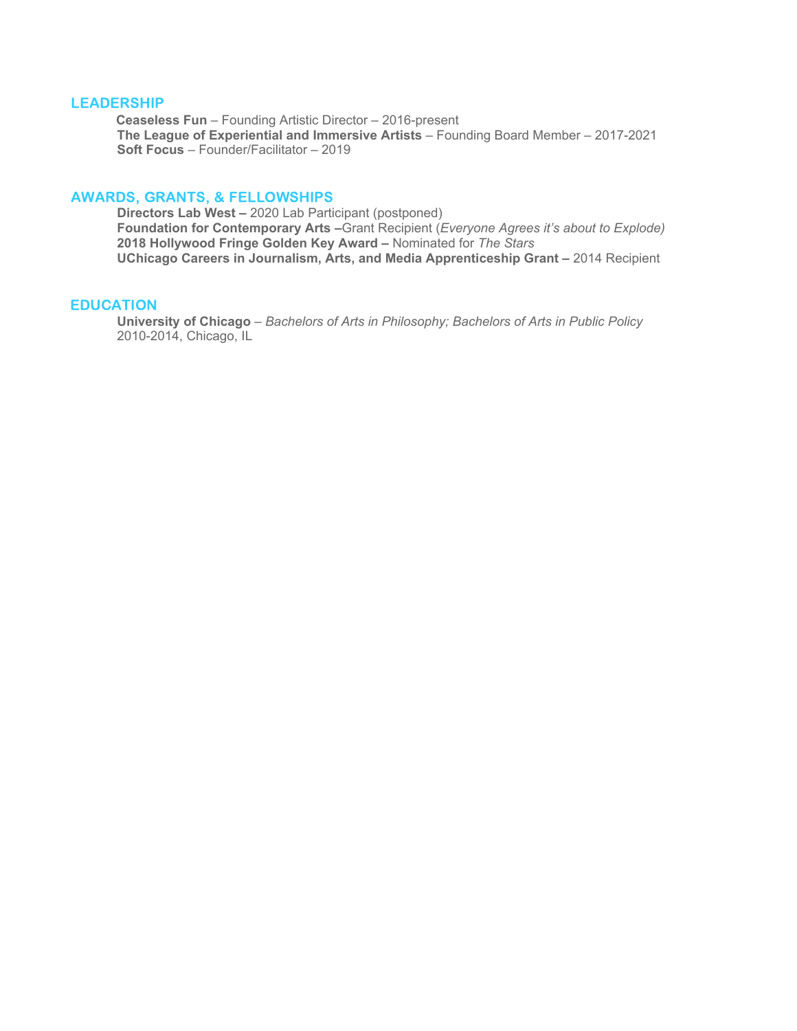## LEADERSHIP

**Ceaseless Fun** – Founding Artistic Director – 2016-present
**The League of Experiential and Immersive Artists** – Founding Board Member – 2017-2021
**Soft Focus** – Founder/Facilitator – 2019

## AWARDS, GRANTS, & FELLOWSHIPS

**Directors Lab West –** 2020 Lab Participant (postponed)
**Foundation for Contemporary Arts –**Grant Recipient (*Everyone Agrees it's about to Explode)*
**2018 Hollywood Fringe Golden Key Award –** Nominated for *The Stars*
**UChicago Careers in Journalism, Arts, and Media Apprenticeship Grant –** 2014 Recipient

## EDUCATION

**University of Chicago** – *Bachelors of Arts in Philosophy; Bachelors of Arts in Public Policy*
2010-2014, Chicago, IL